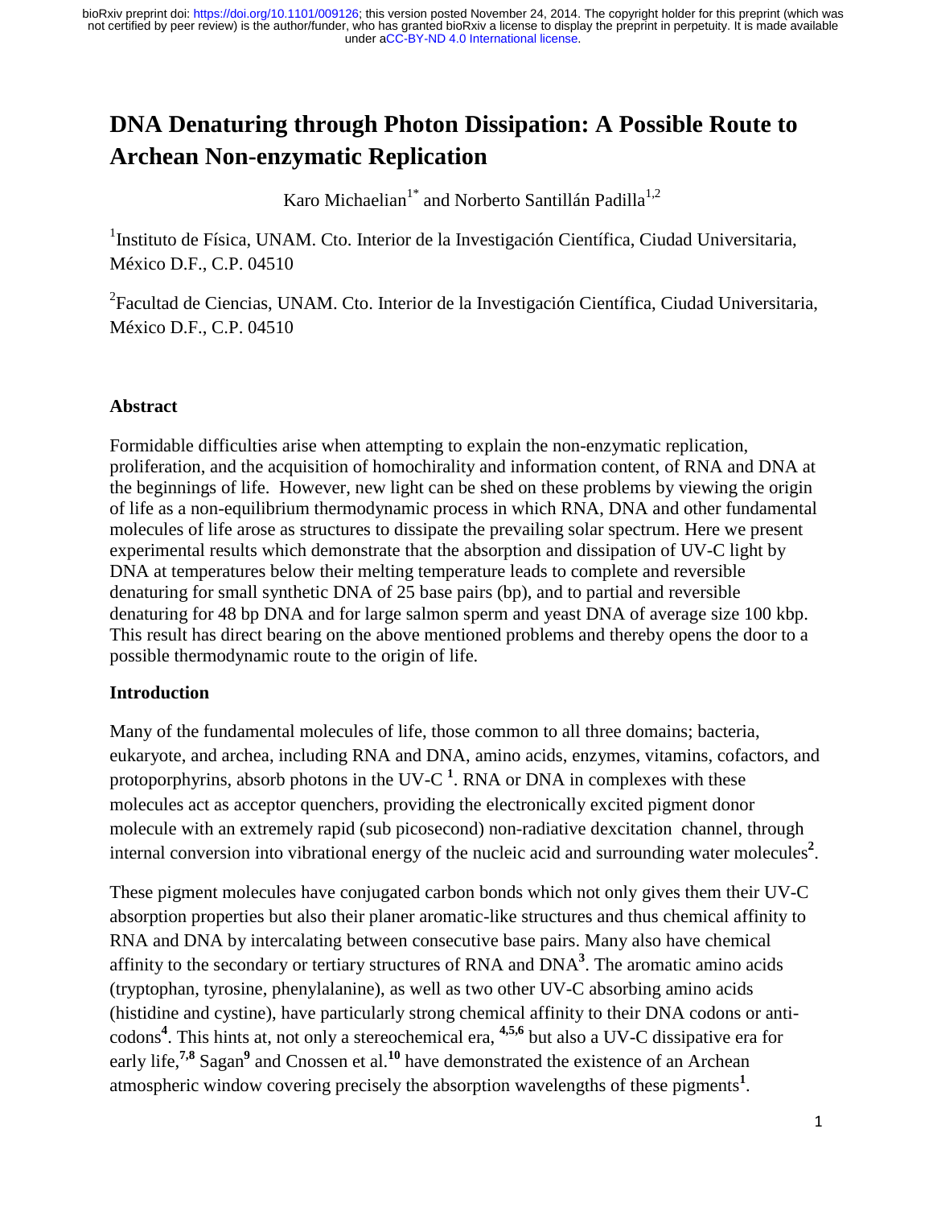# DNA Denaturing through Photon Dissipation: A Possible Route to Archean Non-enzymatic Replication

Karo Michaelian[1*] and Norberto Santillán Padilla[1,2]

[1]Instituto de Física, UNAM. Cto. Interior de la Investigación Científica, Ciudad Universitaria, México D.F., C.P. 04510

[2]Facultad de Ciencias, UNAM. Cto. Interior de la Investigación Científica, Ciudad Universitaria, México D.F., C.P. 04510

## Abstract

Formidable difficulties arise when attempting to explain the non-enzymatic replication, proliferation, and the acquisition of homochirality and information content, of RNA and DNA at the beginnings of life. However, new light can be shed on these problems by viewing the origin of life as a non-equilibrium thermodynamic process in which RNA, DNA and other fundamental molecules of life arose as structures to dissipate the prevailing solar spectrum. Here we present experimental results which demonstrate that the absorption and dissipation of UV-C light by DNA at temperatures below their melting temperature leads to complete and reversible denaturing for small synthetic DNA of 25 base pairs (bp), and to partial and reversible denaturing for 48 bp DNA and for large salmon sperm and yeast DNA of average size 100 kbp. This result has direct bearing on the above mentioned problems and thereby opens the door to a possible thermodynamic route to the origin of life.

## Introduction

Many of the fundamental molecules of life, those common to all three domains; bacteria, eukaryote, and archea, including RNA and DNA, amino acids, enzymes, vitamins, cofactors, and protoporphyrins, absorb photons in the UV-C [1]. RNA or DNA in complexes with these molecules act as acceptor quenchers, providing the electronically excited pigment donor molecule with an extremely rapid (sub picosecond) non-radiative dexcitation channel, through internal conversion into vibrational energy of the nucleic acid and surrounding water molecules[2].

These pigment molecules have conjugated carbon bonds which not only gives them their UV-C absorption properties but also their planer aromatic-like structures and thus chemical affinity to RNA and DNA by intercalating between consecutive base pairs. Many also have chemical affinity to the secondary or tertiary structures of RNA and DNA[3]. The aromatic amino acids (tryptophan, tyrosine, phenylalanine), as well as two other UV-C absorbing amino acids (histidine and cystine), have particularly strong chemical affinity to their DNA codons or anti-codons[4]. This hints at, not only a stereochemical era, [4,5,6] but also a UV-C dissipative era for early life,[7,8] Sagan[9] and Cnossen et al.[10] have demonstrated the existence of an Archean atmospheric window covering precisely the absorption wavelengths of these pigments[1].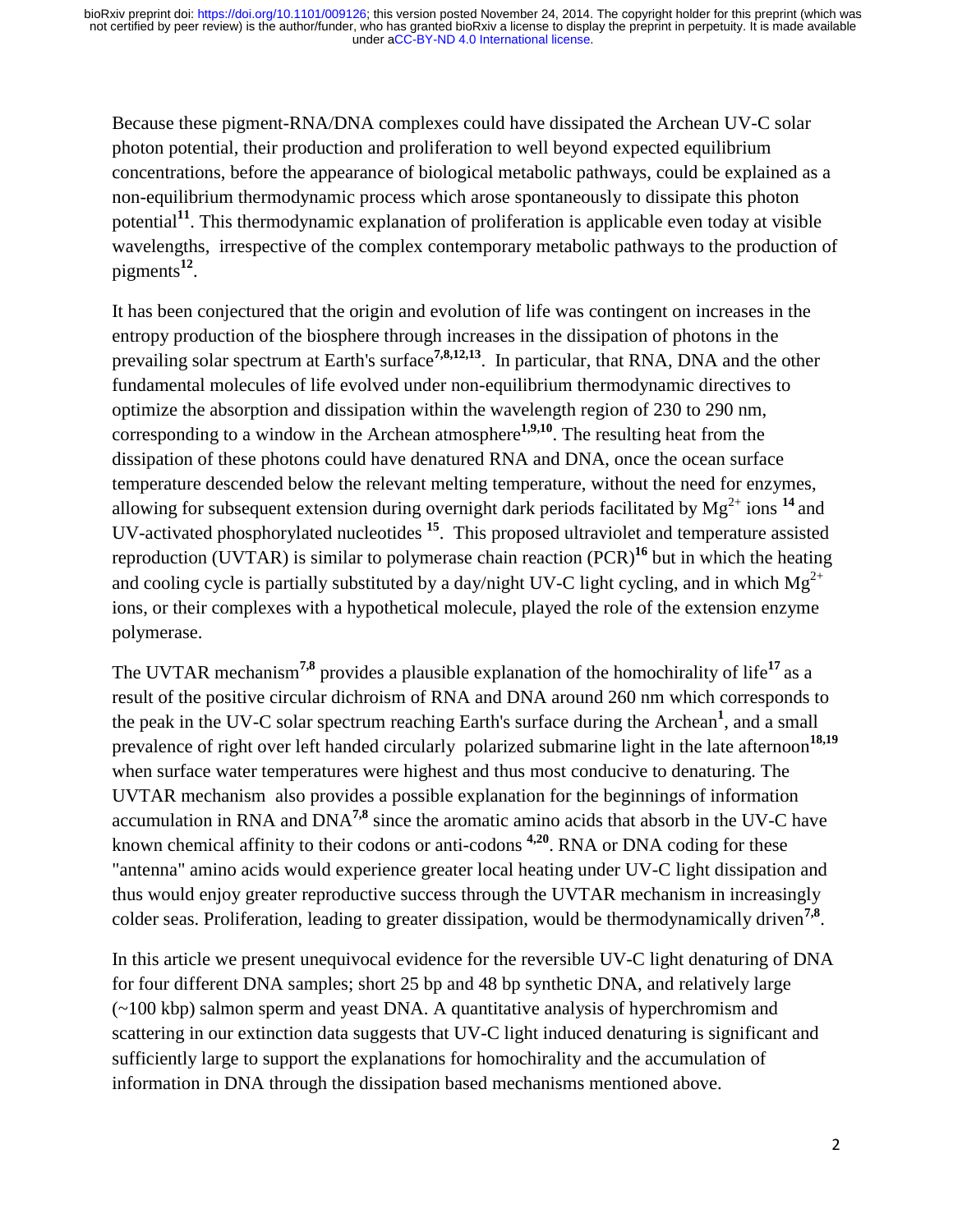Because these pigment-RNA/DNA complexes could have dissipated the Archean UV-C solar photon potential, their production and proliferation to well beyond expected equilibrium concentrations, before the appearance of biological metabolic pathways, could be explained as a non-equilibrium thermodynamic process which arose spontaneously to dissipate this photon potential[11]. This thermodynamic explanation of proliferation is applicable even today at visible wavelengths, irrespective of the complex contemporary metabolic pathways to the production of pigments[12].

It has been conjectured that the origin and evolution of life was contingent on increases in the entropy production of the biosphere through increases in the dissipation of photons in the prevailing solar spectrum at Earth's surface[7,8,12,13]. In particular, that RNA, DNA and the other fundamental molecules of life evolved under non-equilibrium thermodynamic directives to optimize the absorption and dissipation within the wavelength region of 230 to 290 nm, corresponding to a window in the Archean atmosphere[1,9,10]. The resulting heat from the dissipation of these photons could have denatured RNA and DNA, once the ocean surface temperature descended below the relevant melting temperature, without the need for enzymes, allowing for subsequent extension during overnight dark periods facilitated by $Mg^{2+}$ ions [14] and UV-activated phosphorylated nucleotides [15]. This proposed ultraviolet and temperature assisted reproduction (UVTAR) is similar to polymerase chain reaction (PCR)[16] but in which the heating and cooling cycle is partially substituted by a day/night UV-C light cycling, and in which $Mg^{2+}$ ions, or their complexes with a hypothetical molecule, played the role of the extension enzyme polymerase.

The UVTAR mechanism[7,8] provides a plausible explanation of the homochirality of life[17] as a result of the positive circular dichroism of RNA and DNA around 260 nm which corresponds to the peak in the UV-C solar spectrum reaching Earth's surface during the Archean[1], and a small prevalence of right over left handed circularly polarized submarine light in the late afternoon[18,19] when surface water temperatures were highest and thus most conducive to denaturing. The UVTAR mechanism also provides a possible explanation for the beginnings of information accumulation in RNA and DNA[7,8] since the aromatic amino acids that absorb in the UV-C have known chemical affinity to their codons or anti-codons [4,20]. RNA or DNA coding for these "antenna" amino acids would experience greater local heating under UV-C light dissipation and thus would enjoy greater reproductive success through the UVTAR mechanism in increasingly colder seas. Proliferation, leading to greater dissipation, would be thermodynamically driven[7,8].

In this article we present unequivocal evidence for the reversible UV-C light denaturing of DNA for four different DNA samples; short 25 bp and 48 bp synthetic DNA, and relatively large (~100 kbp) salmon sperm and yeast DNA. A quantitative analysis of hyperchromism and scattering in our extinction data suggests that UV-C light induced denaturing is significant and sufficiently large to support the explanations for homochirality and the accumulation of information in DNA through the dissipation based mechanisms mentioned above.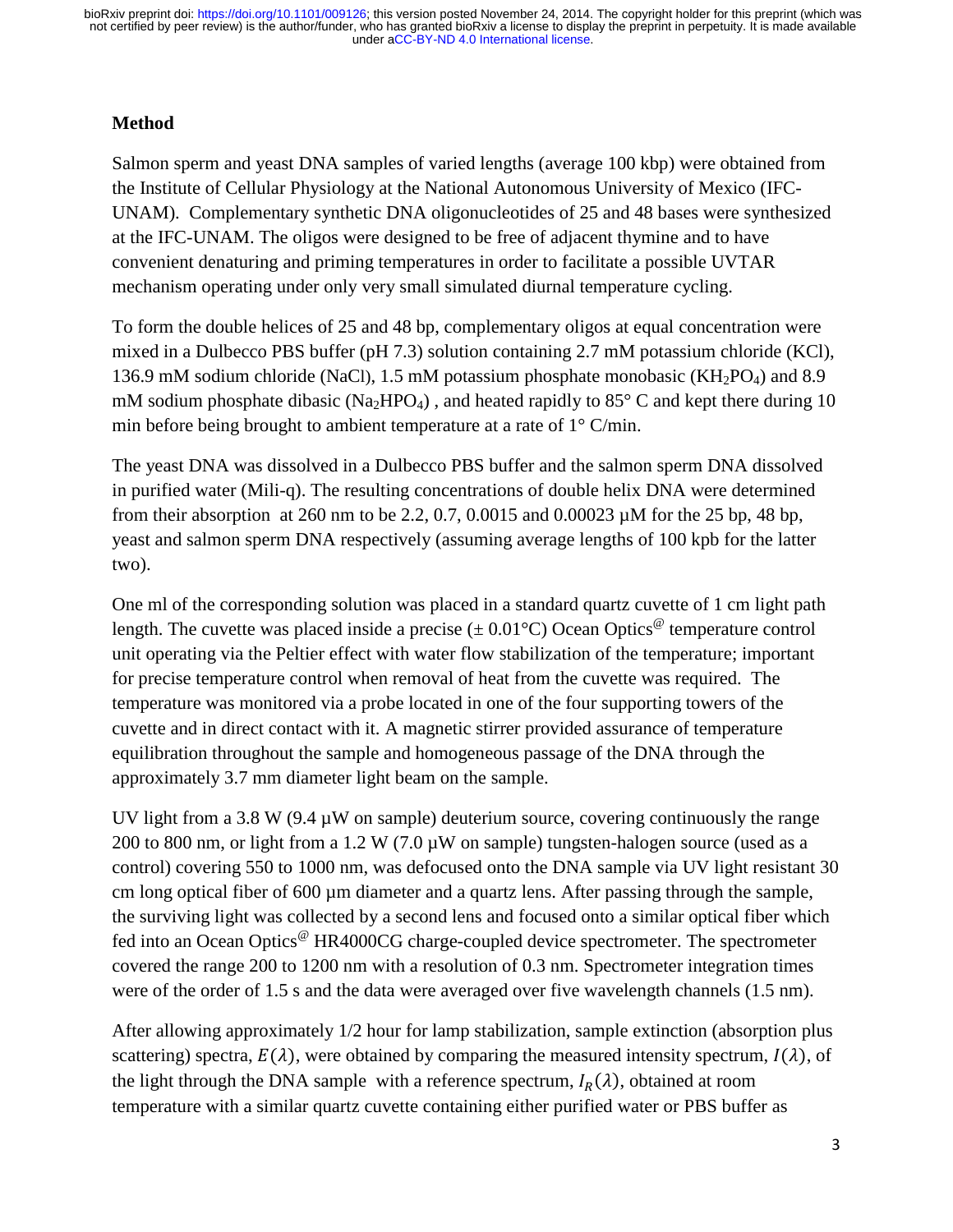## Method

Salmon sperm and yeast DNA samples of varied lengths (average 100 kbp) were obtained from the Institute of Cellular Physiology at the National Autonomous University of Mexico (IFC-UNAM). Complementary synthetic DNA oligonucleotides of 25 and 48 bases were synthesized at the IFC-UNAM. The oligos were designed to be free of adjacent thymine and to have convenient denaturing and priming temperatures in order to facilitate a possible UVTAR mechanism operating under only very small simulated diurnal temperature cycling.

To form the double helices of 25 and 48 bp, complementary oligos at equal concentration were mixed in a Dulbecco PBS buffer (pH 7.3) solution containing 2.7 mM potassium chloride (KCl), 136.9 mM sodium chloride (NaCl), 1.5 mM potassium phosphate monobasic ($KH_2PO_4$) and 8.9 mM sodium phosphate dibasic ($Na_2HPO_4$) , and heated rapidly to 85° C and kept there during 10 min before being brought to ambient temperature at a rate of 1° C/min.

The yeast DNA was dissolved in a Dulbecco PBS buffer and the salmon sperm DNA dissolved in purified water (Mili-q). The resulting concentrations of double helix DNA were determined from their absorption at 260 nm to be 2.2, 0.7, 0.0015 and 0.00023 µM for the 25 bp, 48 bp, yeast and salmon sperm DNA respectively (assuming average lengths of 100 kpb for the latter two).

One ml of the corresponding solution was placed in a standard quartz cuvette of 1 cm light path length. The cuvette was placed inside a precise (± 0.01°C) Ocean Optics[@] temperature control unit operating via the Peltier effect with water flow stabilization of the temperature; important for precise temperature control when removal of heat from the cuvette was required. The temperature was monitored via a probe located in one of the four supporting towers of the cuvette and in direct contact with it. A magnetic stirrer provided assurance of temperature equilibration throughout the sample and homogeneous passage of the DNA through the approximately 3.7 mm diameter light beam on the sample.

UV light from a 3.8 W (9.4 µW on sample) deuterium source, covering continuously the range 200 to 800 nm, or light from a 1.2 W (7.0 µW on sample) tungsten-halogen source (used as a control) covering 550 to 1000 nm, was defocused onto the DNA sample via UV light resistant 30 cm long optical fiber of 600 µm diameter and a quartz lens. After passing through the sample, the surviving light was collected by a second lens and focused onto a similar optical fiber which fed into an Ocean Optics[@] HR4000CG charge-coupled device spectrometer. The spectrometer covered the range 200 to 1200 nm with a resolution of 0.3 nm. Spectrometer integration times were of the order of 1.5 s and the data were averaged over five wavelength channels (1.5 nm).

After allowing approximately 1/2 hour for lamp stabilization, sample extinction (absorption plus scattering) spectra, $E(\lambda)$, were obtained by comparing the measured intensity spectrum, $I(\lambda)$, of the light through the DNA sample with a reference spectrum, $I_R(\lambda)$, obtained at room temperature with a similar quartz cuvette containing either purified water or PBS buffer as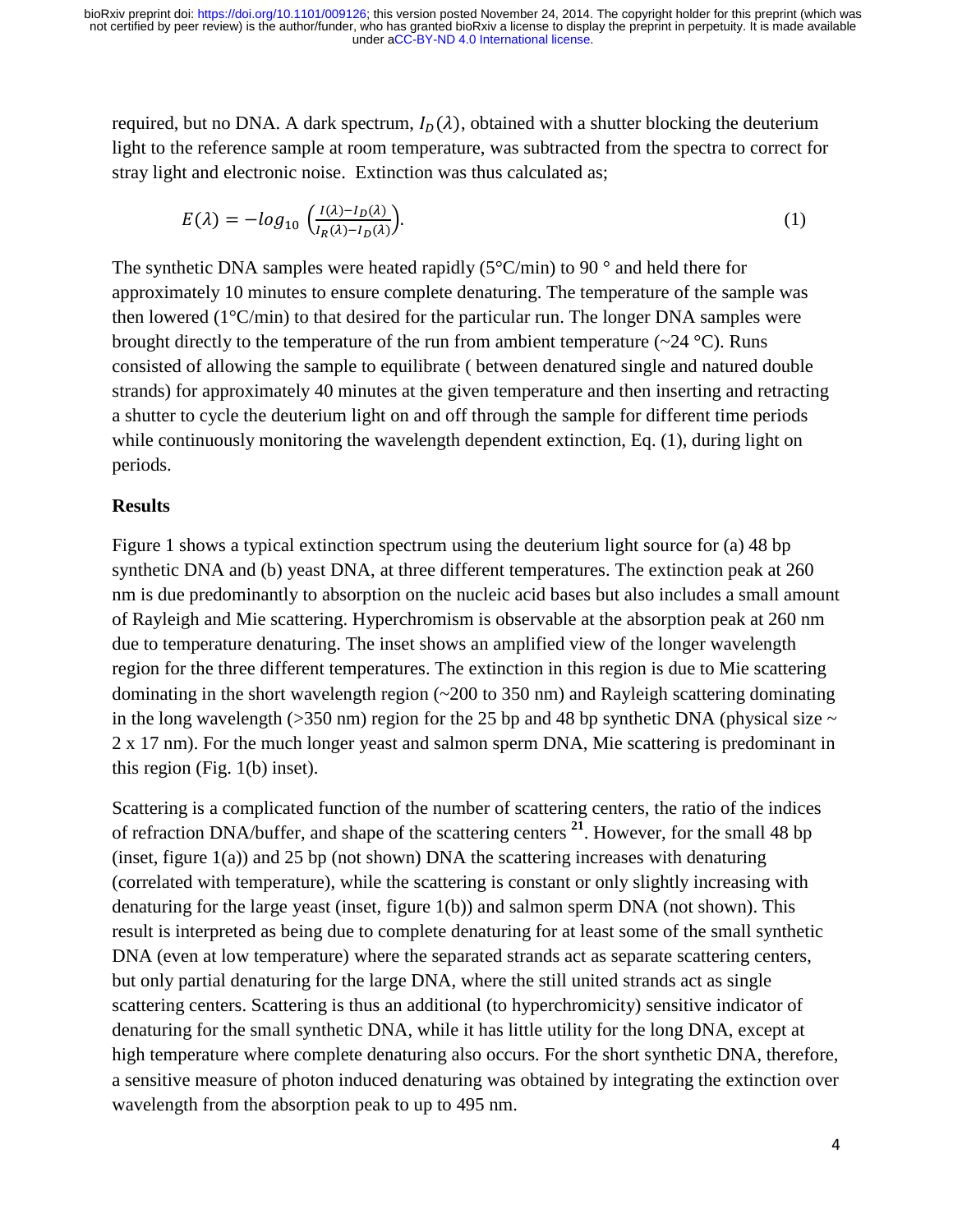required, but no DNA. A dark spectrum, $I_D(\lambda)$, obtained with a shutter blocking the deuterium light to the reference sample at room temperature, was subtracted from the spectra to correct for stray light and electronic noise. Extinction was thus calculated as;

$$E(\lambda) = -log_{10}\left(\frac{I(\lambda)-I_D(\lambda)}{I_R(\lambda)-I_D(\lambda)}\right). \tag{1}$$

The synthetic DNA samples were heated rapidly (5°C/min) to 90 ° and held there for approximately 10 minutes to ensure complete denaturing. The temperature of the sample was then lowered (1°C/min) to that desired for the particular run. The longer DNA samples were brought directly to the temperature of the run from ambient temperature (~24 °C). Runs consisted of allowing the sample to equilibrate ( between denatured single and natured double strands) for approximately 40 minutes at the given temperature and then inserting and retracting a shutter to cycle the deuterium light on and off through the sample for different time periods while continuously monitoring the wavelength dependent extinction, Eq. (1), during light on periods.

## Results

Figure 1 shows a typical extinction spectrum using the deuterium light source for (a) 48 bp synthetic DNA and (b) yeast DNA, at three different temperatures. The extinction peak at 260 nm is due predominantly to absorption on the nucleic acid bases but also includes a small amount of Rayleigh and Mie scattering. Hyperchromism is observable at the absorption peak at 260 nm due to temperature denaturing. The inset shows an amplified view of the longer wavelength region for the three different temperatures. The extinction in this region is due to Mie scattering dominating in the short wavelength region (~200 to 350 nm) and Rayleigh scattering dominating in the long wavelength (>350 nm) region for the 25 bp and 48 bp synthetic DNA (physical size ~ 2 x 17 nm). For the much longer yeast and salmon sperm DNA, Mie scattering is predominant in this region (Fig. 1(b) inset).

Scattering is a complicated function of the number of scattering centers, the ratio of the indices of refraction DNA/buffer, and shape of the scattering centers [21]. However, for the small 48 bp (inset, figure 1(a)) and 25 bp (not shown) DNA the scattering increases with denaturing (correlated with temperature), while the scattering is constant or only slightly increasing with denaturing for the large yeast (inset, figure 1(b)) and salmon sperm DNA (not shown). This result is interpreted as being due to complete denaturing for at least some of the small synthetic DNA (even at low temperature) where the separated strands act as separate scattering centers, but only partial denaturing for the large DNA, where the still united strands act as single scattering centers. Scattering is thus an additional (to hyperchromicity) sensitive indicator of denaturing for the small synthetic DNA, while it has little utility for the long DNA, except at high temperature where complete denaturing also occurs. For the short synthetic DNA, therefore, a sensitive measure of photon induced denaturing was obtained by integrating the extinction over wavelength from the absorption peak to up to 495 nm.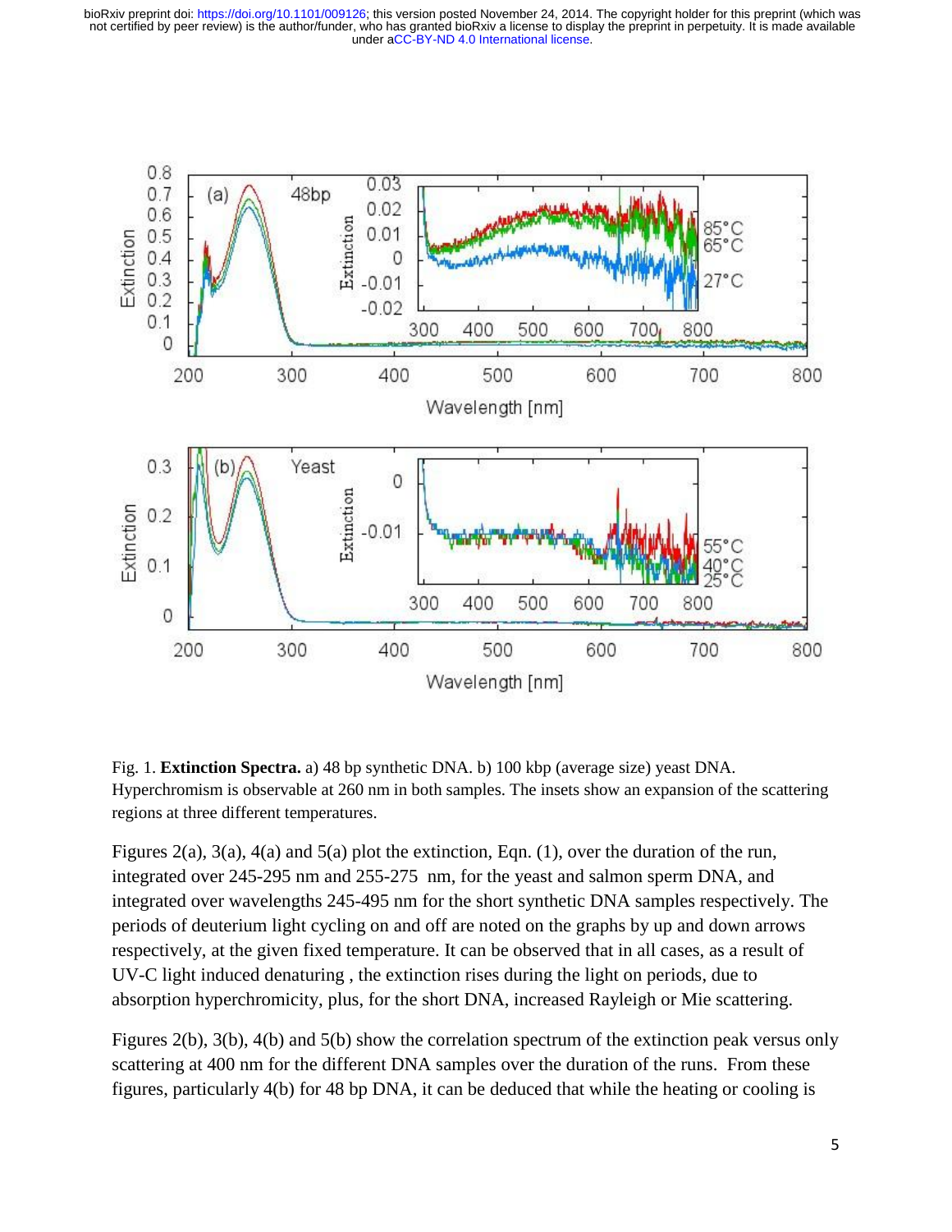Fig. 1. **Extinction Spectra.** a) 48 bp synthetic DNA. b) 100 kbp (average size) yeast DNA. Hyperchromism is observable at 260 nm in both samples. The insets show an expansion of the scattering regions at three different temperatures.

Figures 2(a), 3(a), 4(a) and 5(a) plot the extinction, Eqn. (1), over the duration of the run, integrated over 245-295 nm and 255-275 nm, for the yeast and salmon sperm DNA, and integrated over wavelengths 245-495 nm for the short synthetic DNA samples respectively. The periods of deuterium light cycling on and off are noted on the graphs by up and down arrows respectively, at the given fixed temperature. It can be observed that in all cases, as a result of UV-C light induced denaturing , the extinction rises during the light on periods, due to absorption hyperchromicity, plus, for the short DNA, increased Rayleigh or Mie scattering.

Figures 2(b), 3(b), 4(b) and 5(b) show the correlation spectrum of the extinction peak versus only scattering at 400 nm for the different DNA samples over the duration of the runs. From these figures, particularly 4(b) for 48 bp DNA, it can be deduced that while the heating or cooling is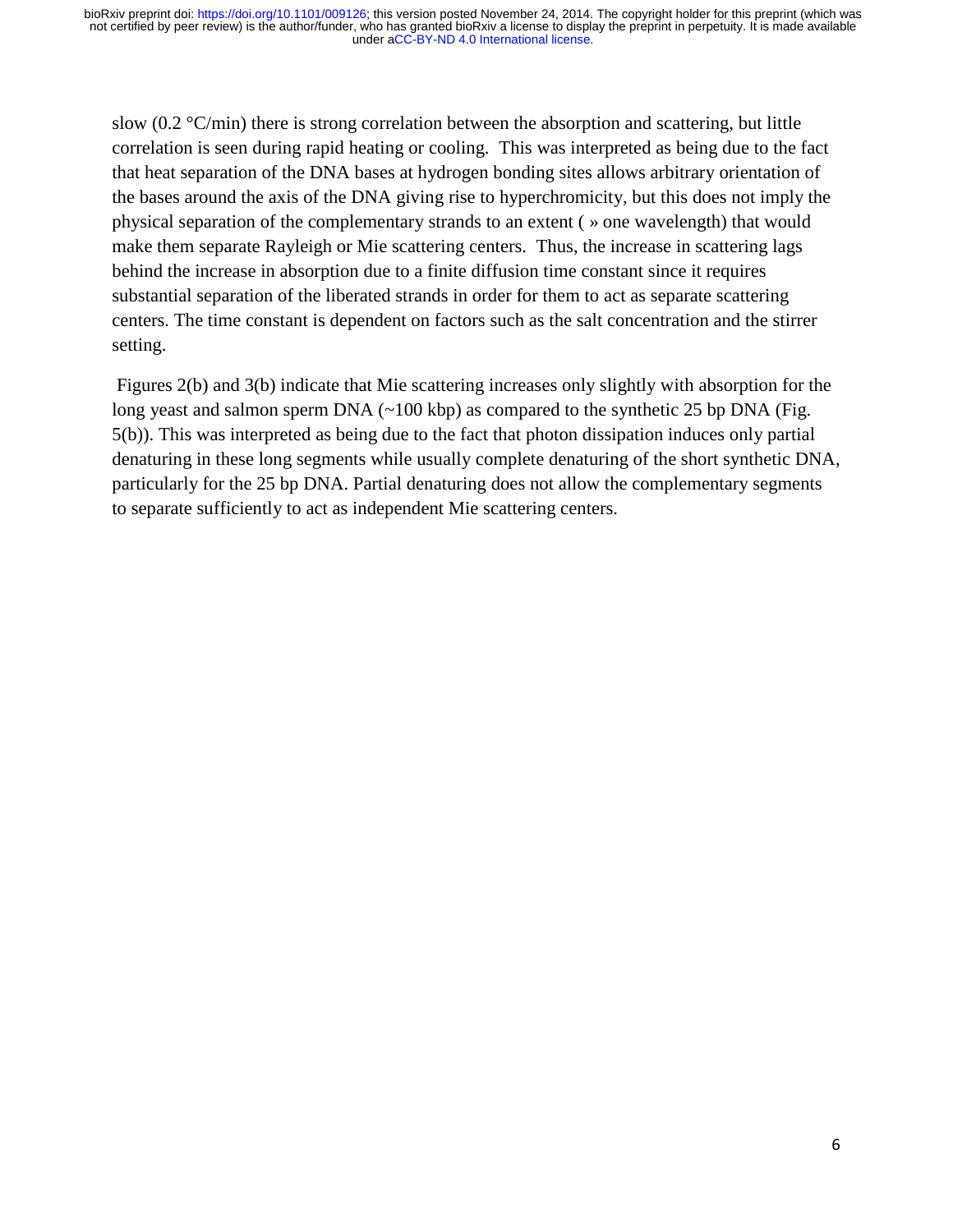slow (0.2 °C/min) there is strong correlation between the absorption and scattering, but little correlation is seen during rapid heating or cooling. This was interpreted as being due to the fact that heat separation of the DNA bases at hydrogen bonding sites allows arbitrary orientation of the bases around the axis of the DNA giving rise to hyperchromicity, but this does not imply the physical separation of the complementary strands to an extent ( » one wavelength) that would make them separate Rayleigh or Mie scattering centers. Thus, the increase in scattering lags behind the increase in absorption due to a finite diffusion time constant since it requires substantial separation of the liberated strands in order for them to act as separate scattering centers. The time constant is dependent on factors such as the salt concentration and the stirrer setting.

Figures 2(b) and 3(b) indicate that Mie scattering increases only slightly with absorption for the long yeast and salmon sperm DNA (~100 kbp) as compared to the synthetic 25 bp DNA (Fig. 5(b)). This was interpreted as being due to the fact that photon dissipation induces only partial denaturing in these long segments while usually complete denaturing of the short synthetic DNA, particularly for the 25 bp DNA. Partial denaturing does not allow the complementary segments to separate sufficiently to act as independent Mie scattering centers.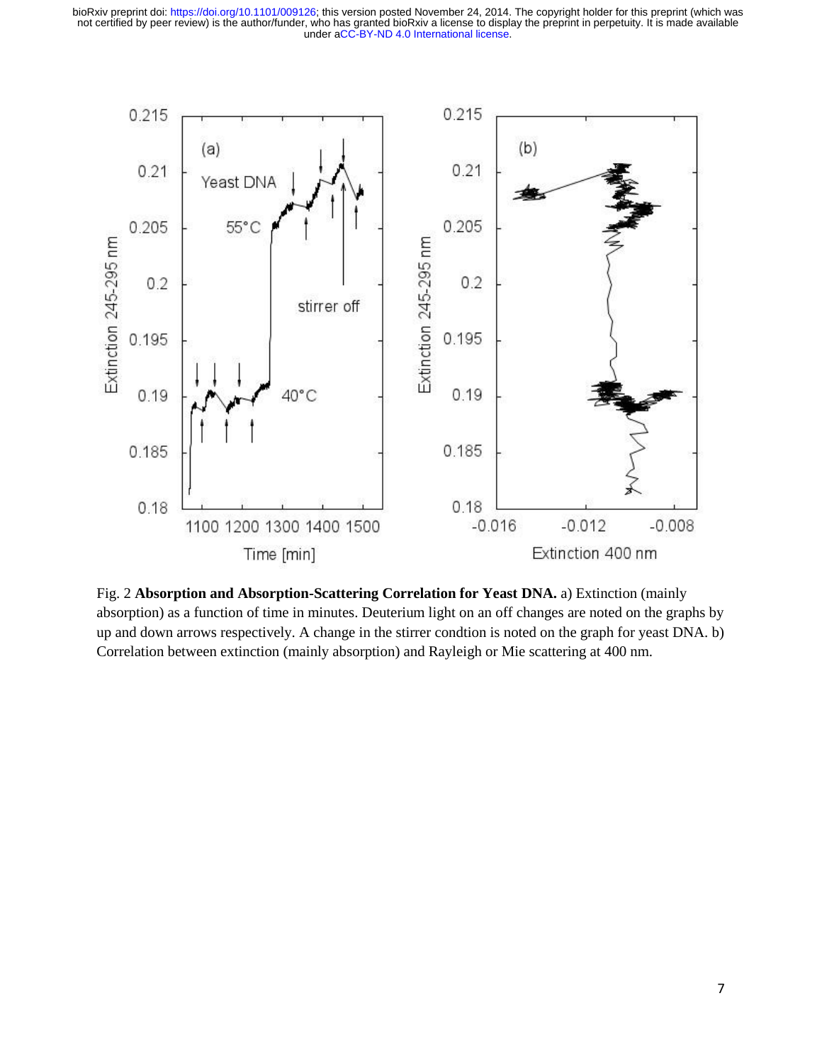Fig. 2 **Absorption and Absorption-Scattering Correlation for Yeast DNA.** a) Extinction (mainly absorption) as a function of time in minutes. Deuterium light on an off changes are noted on the graphs by up and down arrows respectively. A change in the stirrer condtion is noted on the graph for yeast DNA. b) Correlation between extinction (mainly absorption) and Rayleigh or Mie scattering at 400 nm.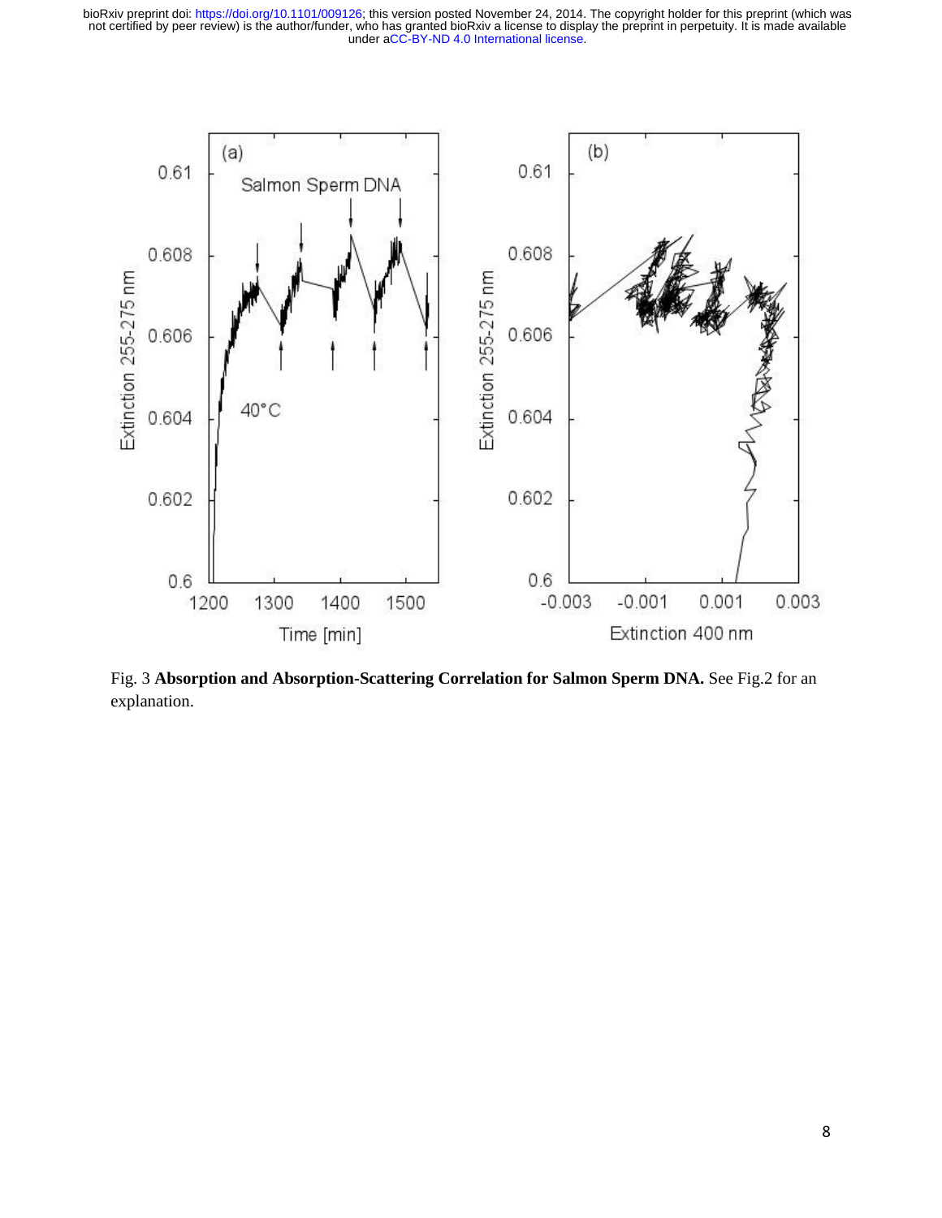Fig. 3 **Absorption and Absorption-Scattering Correlation for Salmon Sperm DNA.** See Fig.2 for an explanation.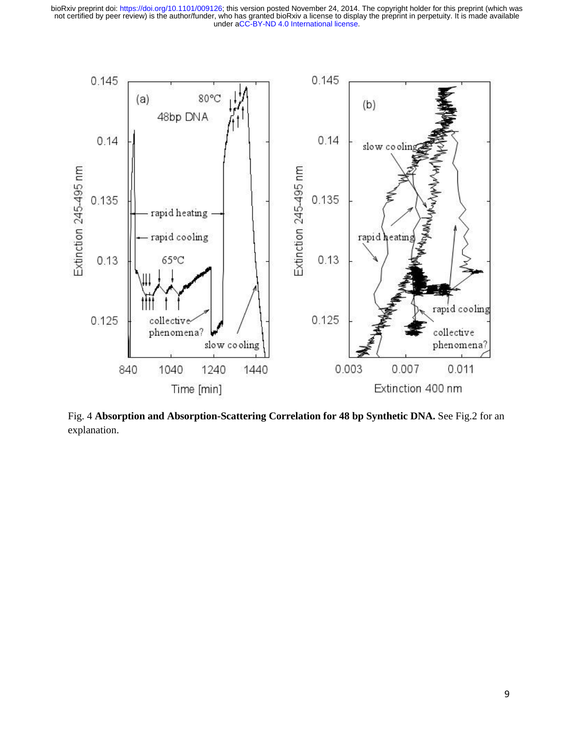Fig. 4 **Absorption and Absorption-Scattering Correlation for 48 bp Synthetic DNA.** See Fig.2 for an explanation.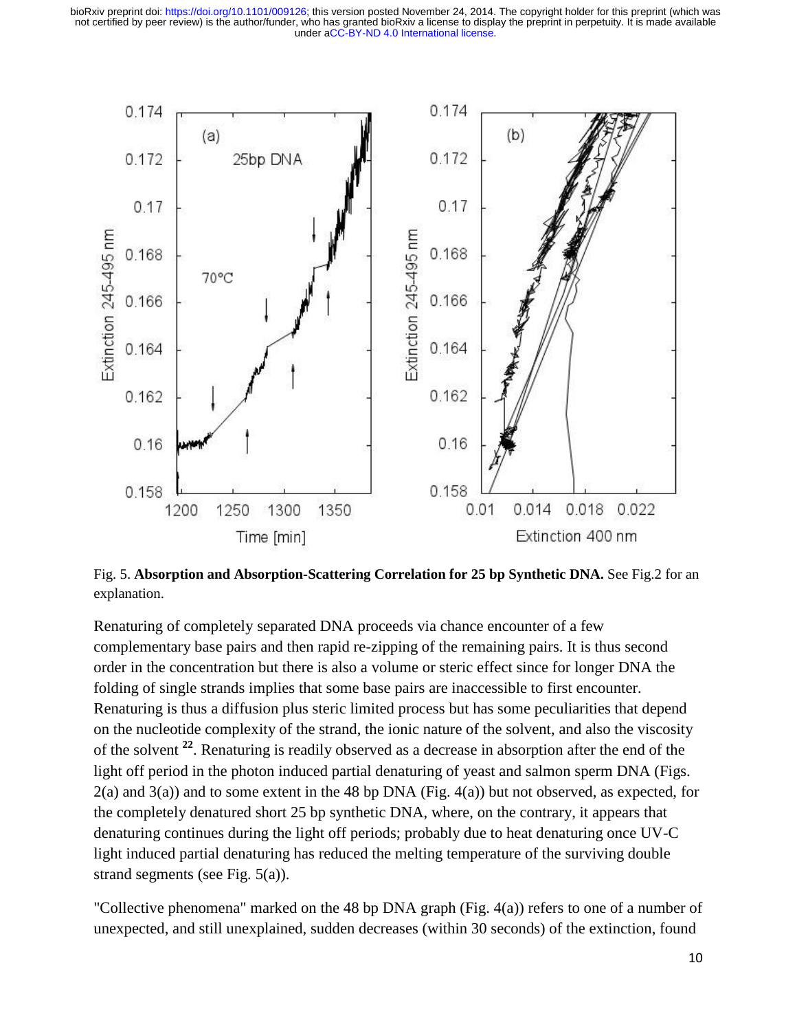Fig. 5. **Absorption and Absorption-Scattering Correlation for 25 bp Synthetic DNA.** See Fig.2 for an explanation.

Renaturing of completely separated DNA proceeds via chance encounter of a few complementary base pairs and then rapid re-zipping of the remaining pairs. It is thus second order in the concentration but there is also a volume or steric effect since for longer DNA the folding of single strands implies that some base pairs are inaccessible to first encounter. Renaturing is thus a diffusion plus steric limited process but has some peculiarities that depend on the nucleotide complexity of the strand, the ionic nature of the solvent, and also the viscosity of the solvent [22]. Renaturing is readily observed as a decrease in absorption after the end of the light off period in the photon induced partial denaturing of yeast and salmon sperm DNA (Figs. 2(a) and 3(a)) and to some extent in the 48 bp DNA (Fig. 4(a)) but not observed, as expected, for the completely denatured short 25 bp synthetic DNA, where, on the contrary, it appears that denaturing continues during the light off periods; probably due to heat denaturing once UV-C light induced partial denaturing has reduced the melting temperature of the surviving double strand segments (see Fig. 5(a)).

"Collective phenomena" marked on the 48 bp DNA graph (Fig. 4(a)) refers to one of a number of unexpected, and still unexplained, sudden decreases (within 30 seconds) of the extinction, found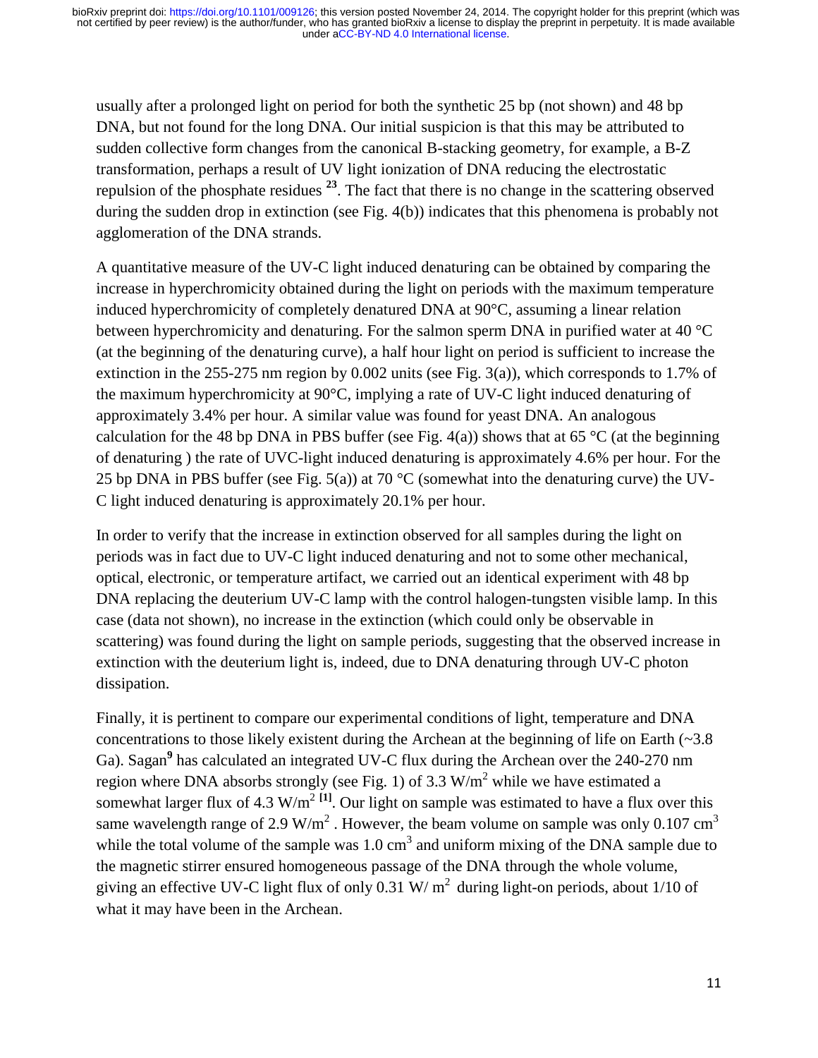usually after a prolonged light on period for both the synthetic 25 bp (not shown) and 48 bp DNA, but not found for the long DNA. Our initial suspicion is that this may be attributed to sudden collective form changes from the canonical B-stacking geometry, for example, a B-Z transformation, perhaps a result of UV light ionization of DNA reducing the electrostatic repulsion of the phosphate residues [23]. The fact that there is no change in the scattering observed during the sudden drop in extinction (see Fig. 4(b)) indicates that this phenomena is probably not agglomeration of the DNA strands.

A quantitative measure of the UV-C light induced denaturing can be obtained by comparing the increase in hyperchromicity obtained during the light on periods with the maximum temperature induced hyperchromicity of completely denatured DNA at 90°C, assuming a linear relation between hyperchromicity and denaturing. For the salmon sperm DNA in purified water at 40 °C (at the beginning of the denaturing curve), a half hour light on period is sufficient to increase the extinction in the 255-275 nm region by 0.002 units (see Fig. 3(a)), which corresponds to 1.7% of the maximum hyperchromicity at 90°C, implying a rate of UV-C light induced denaturing of approximately 3.4% per hour. A similar value was found for yeast DNA. An analogous calculation for the 48 bp DNA in PBS buffer (see Fig. 4(a)) shows that at 65 °C (at the beginning of denaturing ) the rate of UVC-light induced denaturing is approximately 4.6% per hour. For the 25 bp DNA in PBS buffer (see Fig. 5(a)) at 70 °C (somewhat into the denaturing curve) the UV-C light induced denaturing is approximately 20.1% per hour.

In order to verify that the increase in extinction observed for all samples during the light on periods was in fact due to UV-C light induced denaturing and not to some other mechanical, optical, electronic, or temperature artifact, we carried out an identical experiment with 48 bp DNA replacing the deuterium UV-C lamp with the control halogen-tungsten visible lamp. In this case (data not shown), no increase in the extinction (which could only be observable in scattering) was found during the light on sample periods, suggesting that the observed increase in extinction with the deuterium light is, indeed, due to DNA denaturing through UV-C photon dissipation.

Finally, it is pertinent to compare our experimental conditions of light, temperature and DNA concentrations to those likely existent during the Archean at the beginning of life on Earth (~3.8 Ga). Sagan[9] has calculated an integrated UV-C flux during the Archean over the 240-270 nm region where DNA absorbs strongly (see Fig. 1) of 3.3 $W/m^2$ while we have estimated a somewhat larger flux of 4.3 $W/m^2$ [1]. Our light on sample was estimated to have a flux over this same wavelength range of 2.9 $W/m^2$ . However, the beam volume on sample was only 0.107 $cm^3$ while the total volume of the sample was 1.0 $cm^3$ and uniform mixing of the DNA sample due to the magnetic stirrer ensured homogeneous passage of the DNA through the whole volume, giving an effective UV-C light flux of only 0.31 $W/m^2$ during light-on periods, about 1/10 of what it may have been in the Archean.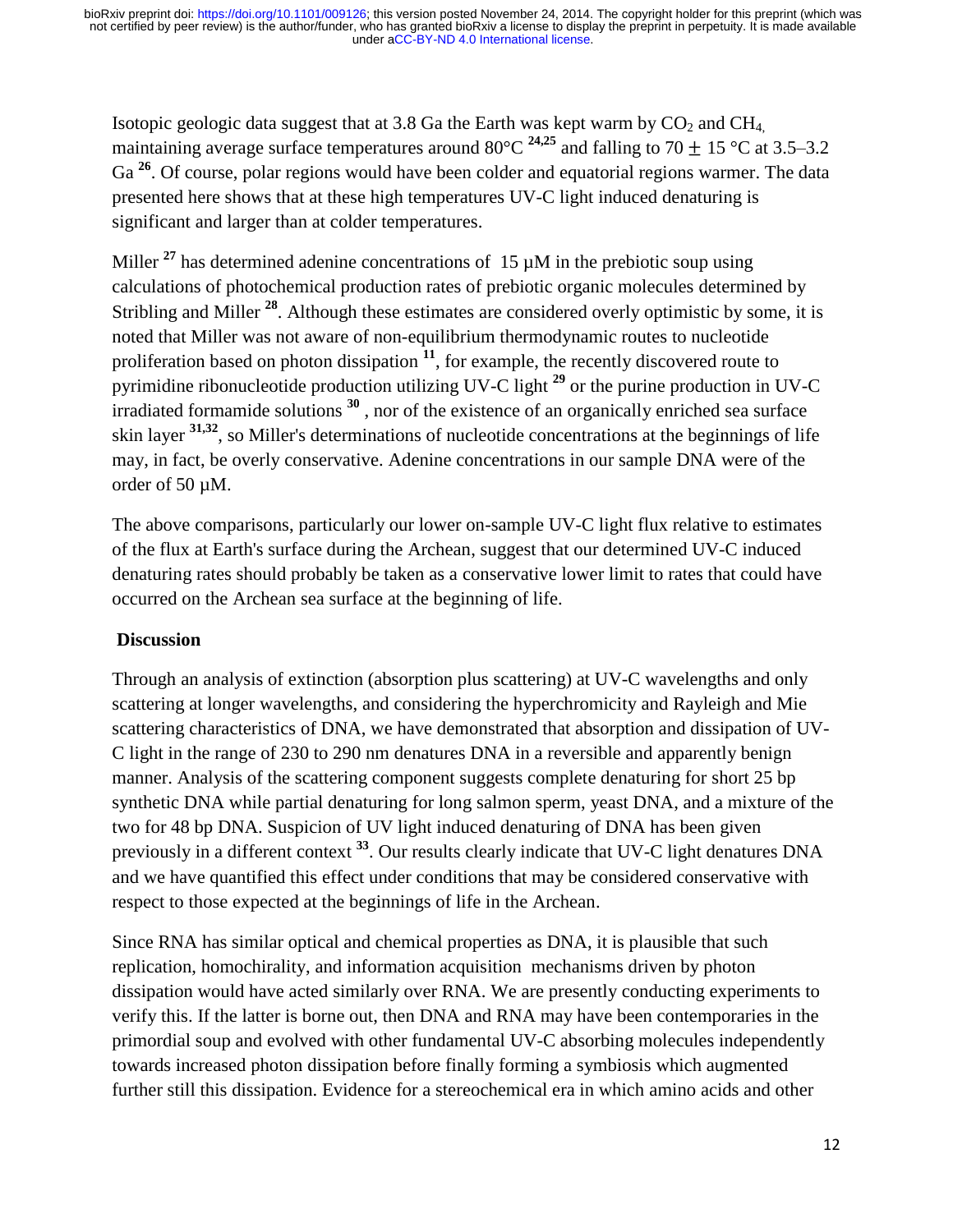Isotopic geologic data suggest that at 3.8 Ga the Earth was kept warm by $CO_2$ and $CH_4$, maintaining average surface temperatures around 80°C [24,25] and falling to 70 ± 15 °C at 3.5–3.2 Ga [26]. Of course, polar regions would have been colder and equatorial regions warmer. The data presented here shows that at these high temperatures UV-C light induced denaturing is significant and larger than at colder temperatures.

Miller [27] has determined adenine concentrations of 15 µM in the prebiotic soup using calculations of photochemical production rates of prebiotic organic molecules determined by Stribling and Miller [28]. Although these estimates are considered overly optimistic by some, it is noted that Miller was not aware of non-equilibrium thermodynamic routes to nucleotide proliferation based on photon dissipation [11], for example, the recently discovered route to pyrimidine ribonucleotide production utilizing UV-C light [29] or the purine production in UV-C irradiated formamide solutions [30], nor of the existence of an organically enriched sea surface skin layer [31,32], so Miller's determinations of nucleotide concentrations at the beginnings of life may, in fact, be overly conservative. Adenine concentrations in our sample DNA were of the order of 50 µM.

The above comparisons, particularly our lower on-sample UV-C light flux relative to estimates of the flux at Earth's surface during the Archean, suggest that our determined UV-C induced denaturing rates should probably be taken as a conservative lower limit to rates that could have occurred on the Archean sea surface at the beginning of life.

## Discussion

Through an analysis of extinction (absorption plus scattering) at UV-C wavelengths and only scattering at longer wavelengths, and considering the hyperchromicity and Rayleigh and Mie scattering characteristics of DNA, we have demonstrated that absorption and dissipation of UV-C light in the range of 230 to 290 nm denatures DNA in a reversible and apparently benign manner. Analysis of the scattering component suggests complete denaturing for short 25 bp synthetic DNA while partial denaturing for long salmon sperm, yeast DNA, and a mixture of the two for 48 bp DNA. Suspicion of UV light induced denaturing of DNA has been given previously in a different context [33]. Our results clearly indicate that UV-C light denatures DNA and we have quantified this effect under conditions that may be considered conservative with respect to those expected at the beginnings of life in the Archean.

Since RNA has similar optical and chemical properties as DNA, it is plausible that such replication, homochirality, and information acquisition mechanisms driven by photon dissipation would have acted similarly over RNA. We are presently conducting experiments to verify this. If the latter is borne out, then DNA and RNA may have been contemporaries in the primordial soup and evolved with other fundamental UV-C absorbing molecules independently towards increased photon dissipation before finally forming a symbiosis which augmented further still this dissipation. Evidence for a stereochemical era in which amino acids and other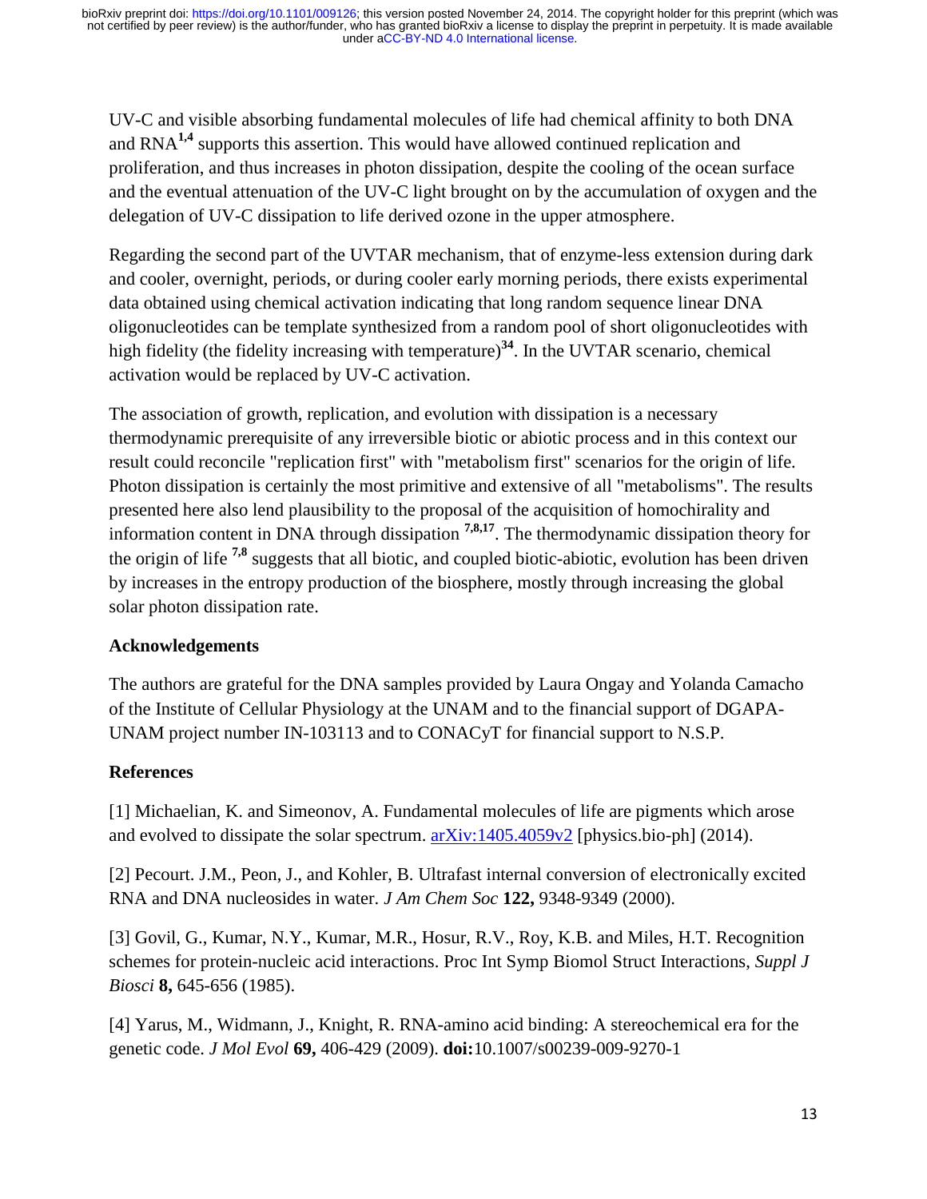UV-C and visible absorbing fundamental molecules of life had chemical affinity to both DNA and RNA[1,4] supports this assertion. This would have allowed continued replication and proliferation, and thus increases in photon dissipation, despite the cooling of the ocean surface and the eventual attenuation of the UV-C light brought on by the accumulation of oxygen and the delegation of UV-C dissipation to life derived ozone in the upper atmosphere.

Regarding the second part of the UVTAR mechanism, that of enzyme-less extension during dark and cooler, overnight, periods, or during cooler early morning periods, there exists experimental data obtained using chemical activation indicating that long random sequence linear DNA oligonucleotides can be template synthesized from a random pool of short oligonucleotides with high fidelity (the fidelity increasing with temperature)[34]. In the UVTAR scenario, chemical activation would be replaced by UV-C activation.

The association of growth, replication, and evolution with dissipation is a necessary thermodynamic prerequisite of any irreversible biotic or abiotic process and in this context our result could reconcile "replication first" with "metabolism first" scenarios for the origin of life. Photon dissipation is certainly the most primitive and extensive of all "metabolisms". The results presented here also lend plausibility to the proposal of the acquisition of homochirality and information content in DNA through dissipation [7,8,17]. The thermodynamic dissipation theory for the origin of life [7,8] suggests that all biotic, and coupled biotic-abiotic, evolution has been driven by increases in the entropy production of the biosphere, mostly through increasing the global solar photon dissipation rate.

### Acknowledgements

The authors are grateful for the DNA samples provided by Laura Ongay and Yolanda Camacho of the Institute of Cellular Physiology at the UNAM and to the financial support of DGAPA-UNAM project number IN-103113 and to CONACyT for financial support to N.S.P.

### References

[1] Michaelian, K. and Simeonov, A. Fundamental molecules of life are pigments which arose and evolved to dissipate the solar spectrum. arXiv:1405.4059v2 [physics.bio-ph] (2014).

[2] Pecourt. J.M., Peon, J., and Kohler, B. Ultrafast internal conversion of electronically excited RNA and DNA nucleosides in water. *J Am Chem Soc* **122,** 9348-9349 (2000).

[3] Govil, G., Kumar, N.Y., Kumar, M.R., Hosur, R.V., Roy, K.B. and Miles, H.T. Recognition schemes for protein-nucleic acid interactions. Proc Int Symp Biomol Struct Interactions, *Suppl J Biosci* **8,** 645-656 (1985).

[4] Yarus, M., Widmann, J., Knight, R. RNA-amino acid binding: A stereochemical era for the genetic code. *J Mol Evol* **69,** 406-429 (2009). **doi:**10.1007/s00239-009-9270-1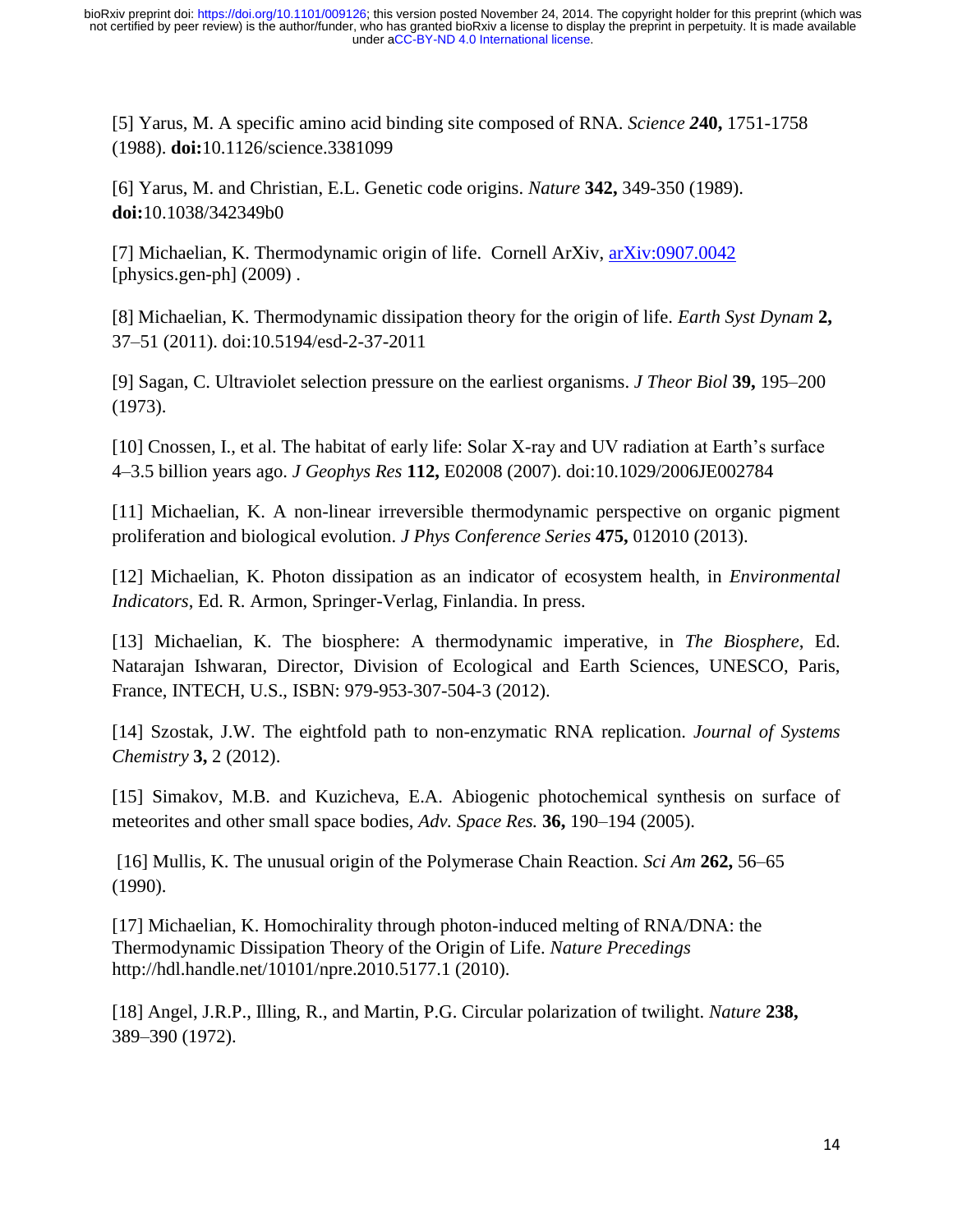[5] Yarus, M. A specific amino acid binding site composed of RNA. *Science 2***40,** 1751-1758 (1988). **doi:**10.1126/science.3381099

[6] Yarus, M. and Christian, E.L. Genetic code origins. *Nature* **342,** 349-350 (1989). **doi:**10.1038/342349b0

[7] Michaelian, K. Thermodynamic origin of life. Cornell ArXiv, arXiv:0907.0042 [physics.gen-ph] (2009) .

[8] Michaelian, K. Thermodynamic dissipation theory for the origin of life. *Earth Syst Dynam* **2,** 37–51 (2011). doi:10.5194/esd-2-37-2011

[9] Sagan, C. Ultraviolet selection pressure on the earliest organisms. *J Theor Biol* **39,** 195–200 (1973).

[10] Cnossen, I., et al. The habitat of early life: Solar X-ray and UV radiation at Earth's surface 4–3.5 billion years ago. *J Geophys Res* **112,** E02008 (2007). doi:10.1029/2006JE002784

[11] Michaelian, K. A non-linear irreversible thermodynamic perspective on organic pigment proliferation and biological evolution. *J Phys Conference Series* **475,** 012010 (2013).

[12] Michaelian, K. Photon dissipation as an indicator of ecosystem health, in *Environmental Indicators*, Ed. R. Armon, Springer-Verlag, Finlandia. In press.

[13] Michaelian, K. The biosphere: A thermodynamic imperative, in *The Biosphere*, Ed. Natarajan Ishwaran, Director, Division of Ecological and Earth Sciences, UNESCO, Paris, France, INTECH, U.S., ISBN: 979-953-307-504-3 (2012).

[14] Szostak, J.W. The eightfold path to non-enzymatic RNA replication. *Journal of Systems Chemistry* **3,** 2 (2012).

[15] Simakov, M.B. and Kuzicheva, E.A. Abiogenic photochemical synthesis on surface of meteorites and other small space bodies, *Adv. Space Res.* **36,** 190–194 (2005).

[16] Mullis, K. The unusual origin of the Polymerase Chain Reaction. *Sci Am* **262,** 56–65 (1990).

[17] Michaelian, K. Homochirality through photon-induced melting of RNA/DNA: the Thermodynamic Dissipation Theory of the Origin of Life. *Nature Precedings* http://hdl.handle.net/10101/npre.2010.5177.1 (2010).

[18] Angel, J.R.P., Illing, R., and Martin, P.G. Circular polarization of twilight. *Nature* **238,** 389–390 (1972).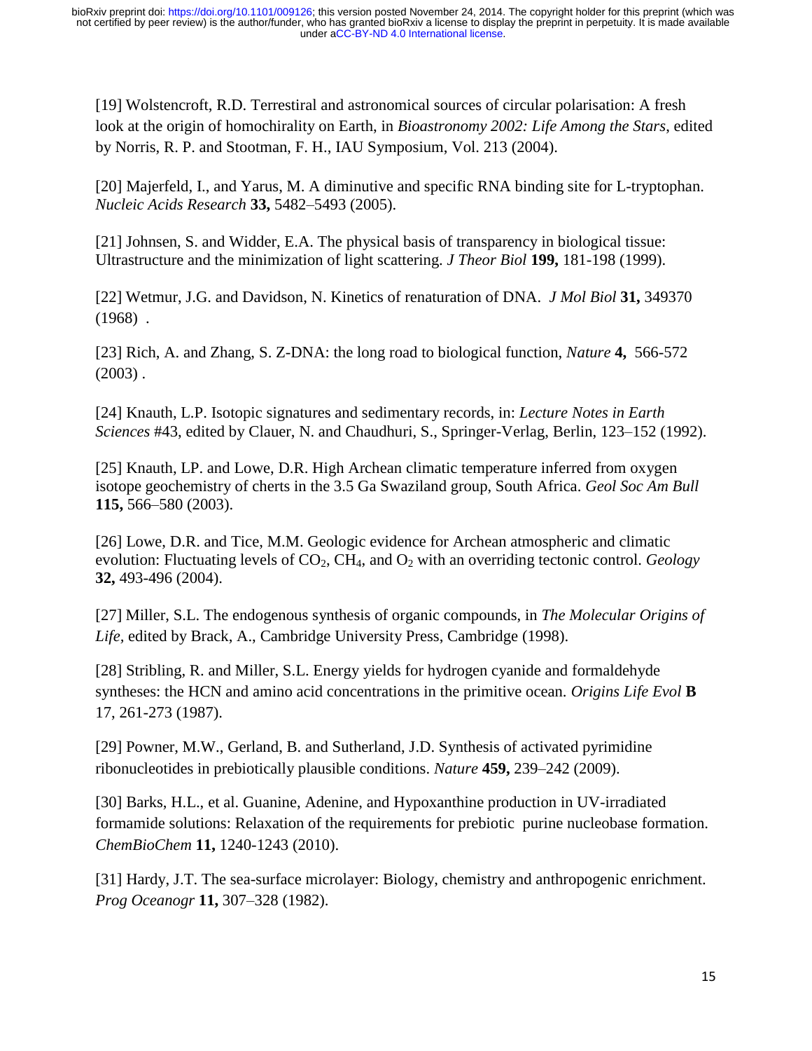[19] Wolstencroft, R.D. Terrestiral and astronomical sources of circular polarisation: A fresh look at the origin of homochirality on Earth, in *Bioastronomy 2002: Life Among the Stars*, edited by Norris, R. P. and Stootman, F. H., IAU Symposium, Vol. 213 (2004).

[20] Majerfeld, I., and Yarus, M. A diminutive and specific RNA binding site for L-tryptophan. *Nucleic Acids Research* **33,** 5482–5493 (2005).

[21] Johnsen, S. and Widder, E.A. The physical basis of transparency in biological tissue: Ultrastructure and the minimization of light scattering. *J Theor Biol* **199,** 181-198 (1999).

[22] Wetmur, J.G. and Davidson, N. Kinetics of renaturation of DNA. *J Mol Biol* **31,** 349370 (1968) .

[23] Rich, A. and Zhang, S. Z-DNA: the long road to biological function, *Nature* **4,** 566-572 (2003) .

[24] Knauth, L.P. Isotopic signatures and sedimentary records, in: *Lecture Notes in Earth Sciences* #43, edited by Clauer, N. and Chaudhuri, S., Springer-Verlag, Berlin, 123–152 (1992).

[25] Knauth, LP. and Lowe, D.R. High Archean climatic temperature inferred from oxygen isotope geochemistry of cherts in the 3.5 Ga Swaziland group, South Africa. *Geol Soc Am Bull* **115,** 566–580 (2003).

[26] Lowe, D.R. and Tice, M.M. Geologic evidence for Archean atmospheric and climatic evolution: Fluctuating levels of $CO_2$, $CH_4$, and $O_2$ with an overriding tectonic control. *Geology* **32,** 493-496 (2004).

[27] Miller, S.L. The endogenous synthesis of organic compounds, in *The Molecular Origins of Life,* edited by Brack, A., Cambridge University Press, Cambridge (1998).

[28] Stribling, R. and Miller, S.L. Energy yields for hydrogen cyanide and formaldehyde syntheses: the HCN and amino acid concentrations in the primitive ocean. *Origins Life Evol* **B** 17, 261-273 (1987).

[29] Powner, M.W., Gerland, B. and Sutherland, J.D. Synthesis of activated pyrimidine ribonucleotides in prebiotically plausible conditions. *Nature* **459,** 239–242 (2009).

[30] Barks, H.L., et al. Guanine, Adenine, and Hypoxanthine production in UV-irradiated formamide solutions: Relaxation of the requirements for prebiotic purine nucleobase formation. *ChemBioChem* **11,** 1240-1243 (2010).

[31] Hardy, J.T. The sea-surface microlayer: Biology, chemistry and anthropogenic enrichment. *Prog Oceanogr* **11,** 307–328 (1982).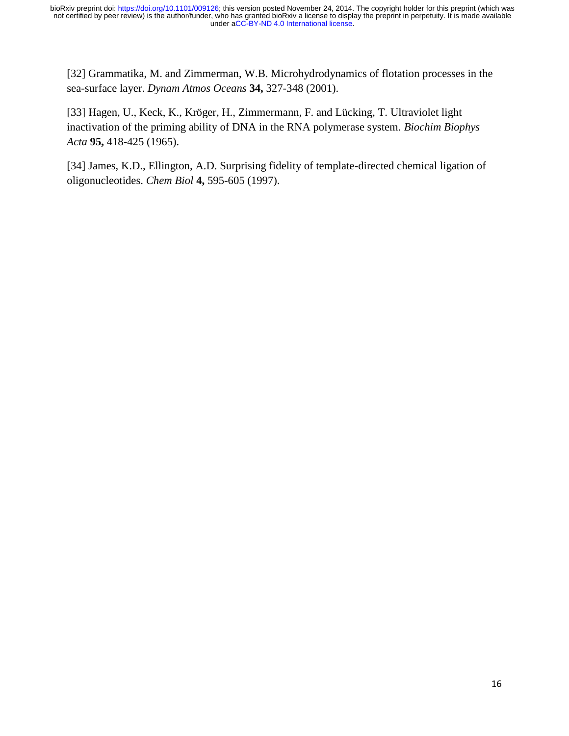[32] Grammatika, M. and Zimmerman, W.B. Microhydrodynamics of flotation processes in the sea-surface layer. *Dynam Atmos Oceans* **34,** 327-348 (2001).

[33] Hagen, U., Keck, K., Kröger, H., Zimmermann, F. and Lücking, T. Ultraviolet light inactivation of the priming ability of DNA in the RNA polymerase system. *Biochim Biophys Acta* **95,** 418-425 (1965).

[34] James, K.D., Ellington, A.D. Surprising fidelity of template-directed chemical ligation of oligonucleotides. *Chem Biol* **4,** 595-605 (1997).